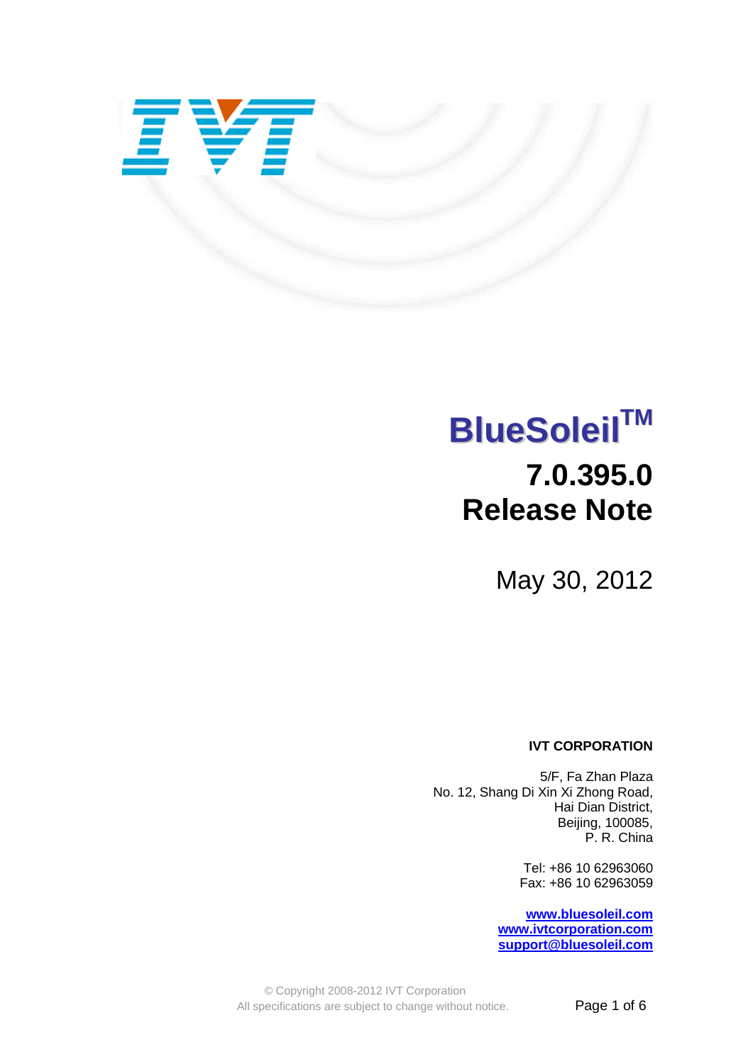# BlueSoleil[TM]

## 7.0.395.0 Release Note

May 30, 2012

**IVT CORPORATION**

5/F, Fa Zhan Plaza
No. 12, Shang Di Xin Xi Zhong Road,
Hai Dian District,
Beijing, 100085,
P. R. China

Tel: +86 10 62963060
Fax: +86 10 62963059

www.bluesoleil.com
www.ivtcorporation.com
support@bluesoleil.com

© Copyright 2008-2012 IVT Corporation
All specifications are subject to change without notice.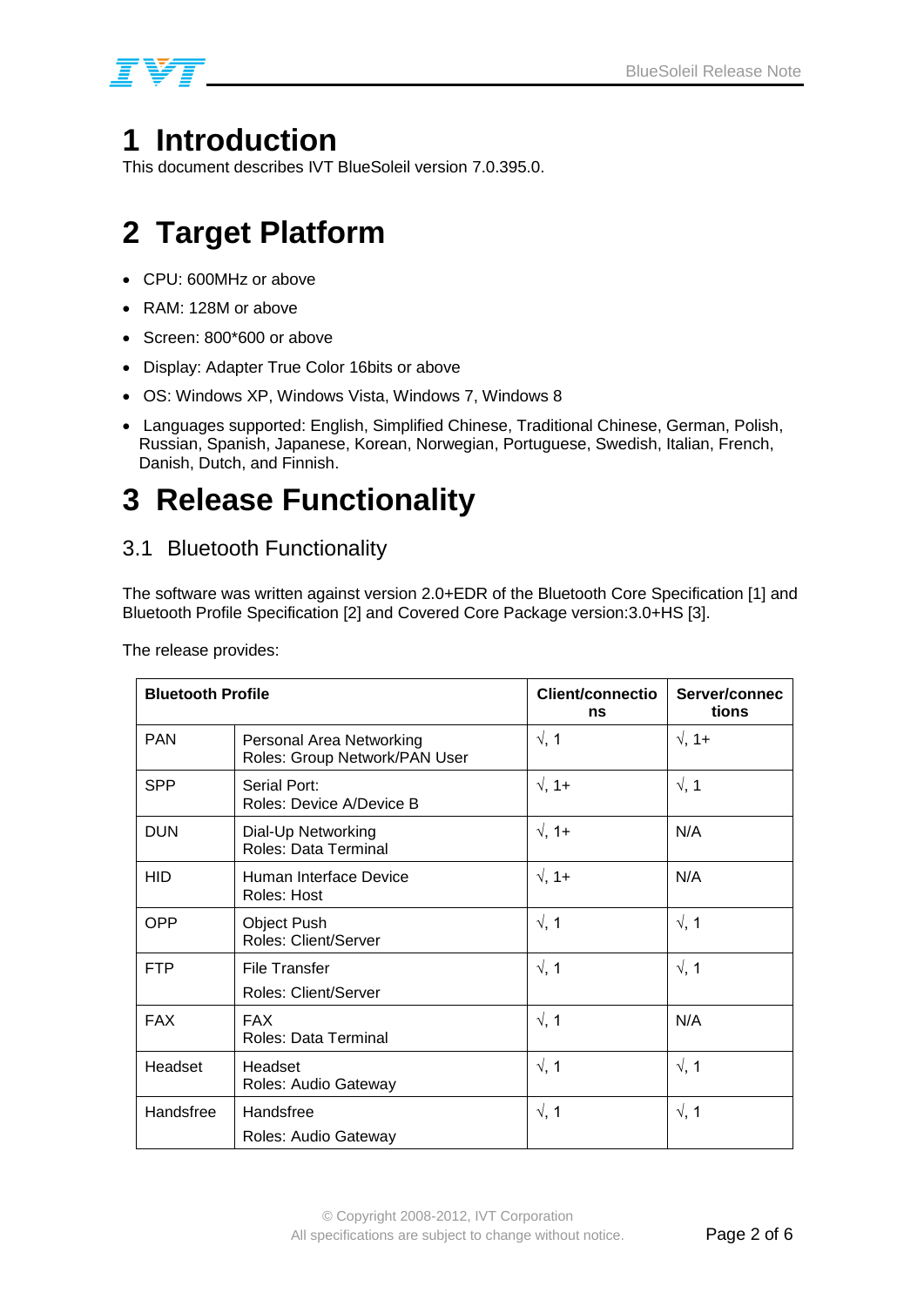// Omit header "BlueSoleil Release Note" and footer copyright/page number.
# 1 Introduction

This document describes IVT BlueSoleil version 7.0.395.0.

# 2 Target Platform

- CPU: 600MHz or above
- RAM: 128M or above
- Screen: 800*600 or above
- Display: Adapter True Color 16bits or above
- OS: Windows XP, Windows Vista, Windows 7, Windows 8
- Languages supported: English, Simplified Chinese, Traditional Chinese, German, Polish, Russian, Spanish, Japanese, Korean, Norwegian, Portuguese, Swedish, Italian, French, Danish, Dutch, and Finnish.

# 3 Release Functionality

## 3.1 Bluetooth Functionality

The software was written against version 2.0+EDR of the Bluetooth Core Specification [1] and Bluetooth Profile Specification [2] and Covered Core Package version:3.0+HS [3].

The release provides:

| **Bluetooth Profile** | | **Client/connections** | **Server/connections** |
|---|---|---|---|
| PAN | Personal Area Networking<br>Roles: Group Network/PAN User | √, 1 | √, 1+ |
| SPP | Serial Port:<br>Roles: Device A/Device B | √, 1+ | √, 1 |
| DUN | Dial-Up Networking<br>Roles: Data Terminal | √, 1+ | N/A |
| HID | Human Interface Device<br>Roles: Host | √, 1+ | N/A |
| OPP | Object Push<br>Roles: Client/Server | √, 1 | √, 1 |
| FTP | File Transfer<br>Roles: Client/Server | √, 1 | √, 1 |
| FAX | FAX<br>Roles: Data Terminal | √, 1 | N/A |
| Headset | Headset<br>Roles: Audio Gateway | √, 1 | √, 1 |
| Handsfree | Handsfree<br>Roles: Audio Gateway | √, 1 | √, 1 |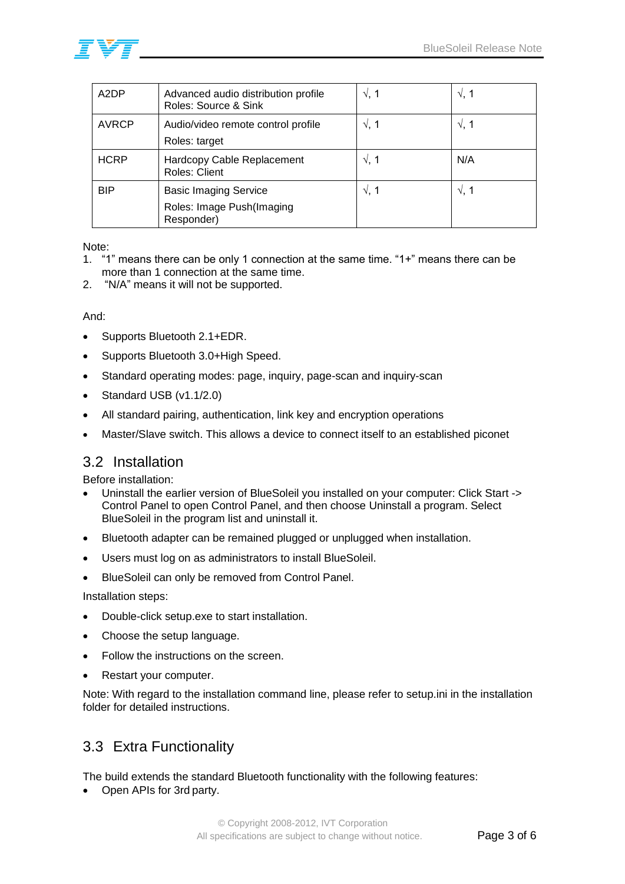| A2DP | Advanced audio distribution profile<br>Roles: Source & Sink | √, 1 | √, 1 |
|---|---|---|---|
| AVRCP | Audio/video remote control profile<br>Roles: target | √, 1 | √, 1 |
| HCRP | Hardcopy Cable Replacement<br>Roles: Client | √, 1 | N/A |
| BIP | Basic Imaging Service<br>Roles: Image Push(Imaging Responder) | √, 1 | √, 1 |

Note:

1. “1” means there can be only 1 connection at the same time. “1+” means there can be more than 1 connection at the same time.
2. “N/A” means it will not be supported.

And:

- Supports Bluetooth 2.1+EDR.
- Supports Bluetooth 3.0+High Speed.
- Standard operating modes: page, inquiry, page-scan and inquiry-scan
- Standard USB (v1.1/2.0)
- All standard pairing, authentication, link key and encryption operations
- Master/Slave switch. This allows a device to connect itself to an established piconet

## 3.2 Installation

Before installation:

- Uninstall the earlier version of BlueSoleil you installed on your computer: Click Start -> Control Panel to open Control Panel, and then choose Uninstall a program. Select BlueSoleil in the program list and uninstall it.
- Bluetooth adapter can be remained plugged or unplugged when installation.
- Users must log on as administrators to install BlueSoleil.
- BlueSoleil can only be removed from Control Panel.

Installation steps:

- Double-click setup.exe to start installation.
- Choose the setup language.
- Follow the instructions on the screen.
- Restart your computer.

Note: With regard to the installation command line, please refer to setup.ini in the installation folder for detailed instructions.

## 3.3 Extra Functionality

The build extends the standard Bluetooth functionality with the following features:

- Open APIs for 3rd party.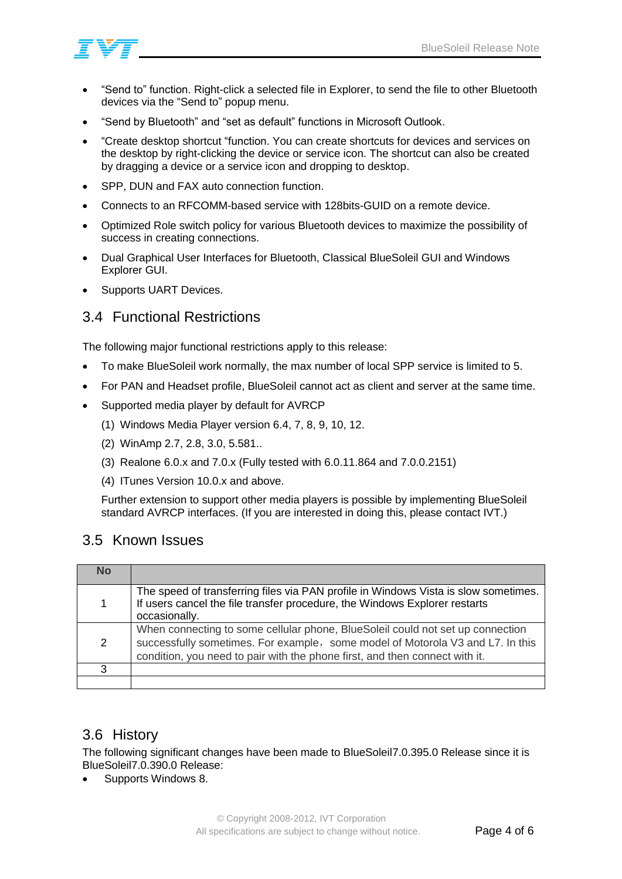- "Send to" function. Right-click a selected file in Explorer, to send the file to other Bluetooth devices via the "Send to" popup menu.
- "Send by Bluetooth" and "set as default" functions in Microsoft Outlook.
- "Create desktop shortcut "function. You can create shortcuts for devices and services on the desktop by right-clicking the device or service icon. The shortcut can also be created by dragging a device or a service icon and dropping to desktop.
- SPP, DUN and FAX auto connection function.
- Connects to an RFCOMM-based service with 128bits-GUID on a remote device.
- Optimized Role switch policy for various Bluetooth devices to maximize the possibility of success in creating connections.
- Dual Graphical User Interfaces for Bluetooth, Classical BlueSoleil GUI and Windows Explorer GUI.
- Supports UART Devices.

## 3.4 Functional Restrictions

The following major functional restrictions apply to this release:

- To make BlueSoleil work normally, the max number of local SPP service is limited to 5.
- For PAN and Headset profile, BlueSoleil cannot act as client and server at the same time.
- Supported media player by default for AVRCP

  (1) Windows Media Player version 6.4, 7, 8, 9, 10, 12.

  (2) WinAmp 2.7, 2.8, 3.0, 5.581..

  (3) Realone 6.0.x and 7.0.x (Fully tested with 6.0.11.864 and 7.0.0.2151)

  (4) ITunes Version 10.0.x and above.

  Further extension to support other media players is possible by implementing BlueSoleil standard AVRCP interfaces. (If you are interested in doing this, please contact IVT.)

## 3.5 Known Issues

| No | |
|---|---|
| 1 | The speed of transferring files via PAN profile in Windows Vista is slow sometimes. If users cancel the file transfer procedure, the Windows Explorer restarts occasionally. |
| 2 | When connecting to some cellular phone, BlueSoleil could not set up connection successfully sometimes. For example，some model of Motorola V3 and L7. In this condition, you need to pair with the phone first, and then connect with it. |
| 3 | |
| | |

## 3.6 History

The following significant changes have been made to BlueSoleil7.0.395.0 Release since it is BlueSoleil7.0.390.0 Release:

- Supports Windows 8.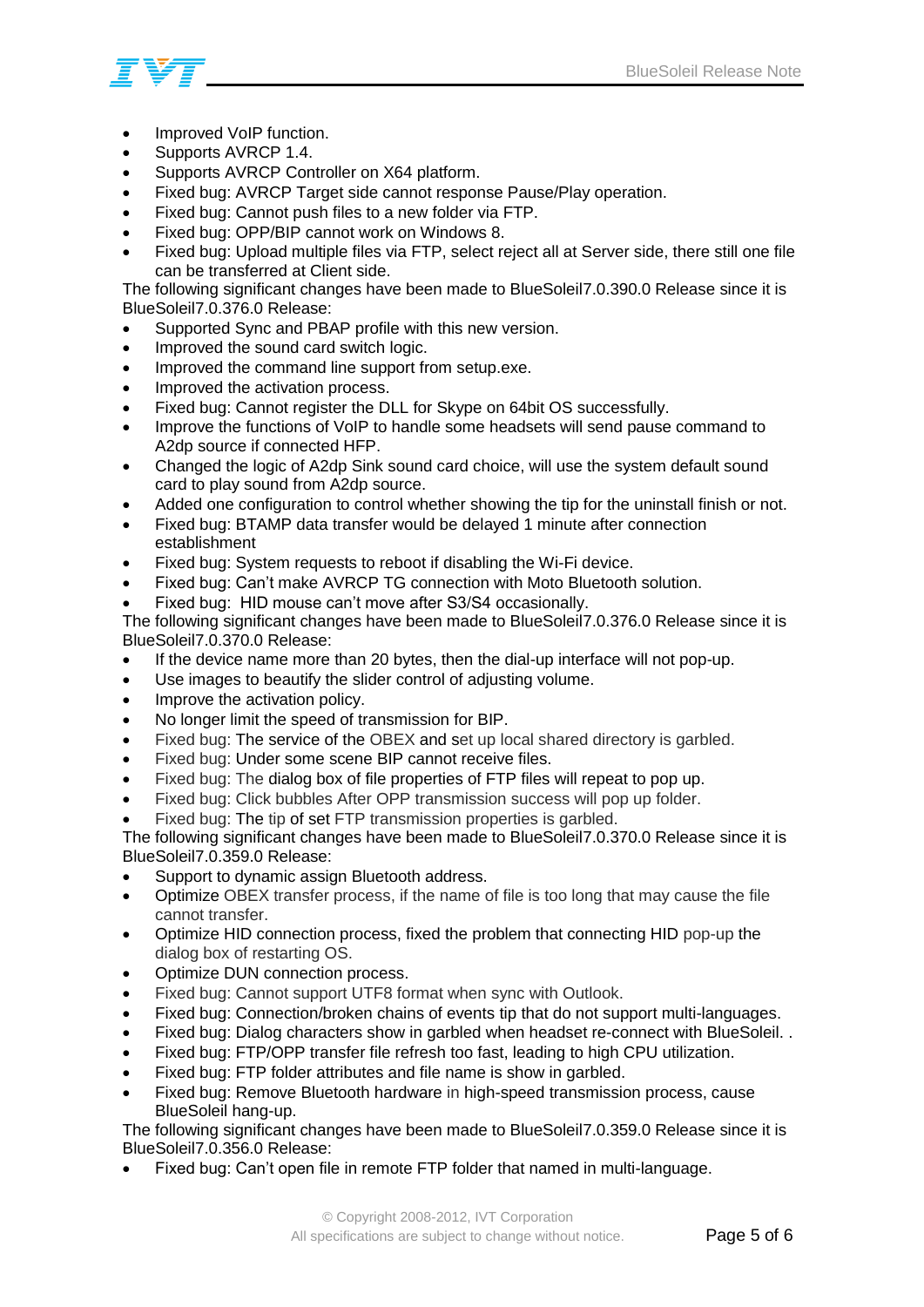- Improved VoIP function.
- Supports AVRCP 1.4.
- Supports AVRCP Controller on X64 platform.
- Fixed bug: AVRCP Target side cannot response Pause/Play operation.
- Fixed bug: Cannot push files to a new folder via FTP.
- Fixed bug: OPP/BIP cannot work on Windows 8.
- Fixed bug: Upload multiple files via FTP, select reject all at Server side, there still one file can be transferred at Client side.

The following significant changes have been made to BlueSoleil7.0.390.0 Release since it is BlueSoleil7.0.376.0 Release:

- Supported Sync and PBAP profile with this new version.
- Improved the sound card switch logic.
- Improved the command line support from setup.exe.
- Improved the activation process.
- Fixed bug: Cannot register the DLL for Skype on 64bit OS successfully.
- Improve the functions of VoIP to handle some headsets will send pause command to A2dp source if connected HFP.
- Changed the logic of A2dp Sink sound card choice, will use the system default sound card to play sound from A2dp source.
- Added one configuration to control whether showing the tip for the uninstall finish or not.
- Fixed bug: BTAMP data transfer would be delayed 1 minute after connection establishment
- Fixed bug: System requests to reboot if disabling the Wi-Fi device.
- Fixed bug: Can't make AVRCP TG connection with Moto Bluetooth solution.
- Fixed bug: HID mouse can't move after S3/S4 occasionally.

The following significant changes have been made to BlueSoleil7.0.376.0 Release since it is BlueSoleil7.0.370.0 Release:

- If the device name more than 20 bytes, then the dial-up interface will not pop-up.
- Use images to beautify the slider control of adjusting volume.
- Improve the activation policy.
- No longer limit the speed of transmission for BIP.
- Fixed bug: The service of the OBEX and set up local shared directory is garbled.
- Fixed bug: Under some scene BIP cannot receive files.
- Fixed bug: The dialog box of file properties of FTP files will repeat to pop up.
- Fixed bug: Click bubbles After OPP transmission success will pop up folder.
- Fixed bug: The tip of set FTP transmission properties is garbled.

The following significant changes have been made to BlueSoleil7.0.370.0 Release since it is BlueSoleil7.0.359.0 Release:

- Support to dynamic assign Bluetooth address.
- Optimize OBEX transfer process, if the name of file is too long that may cause the file cannot transfer.
- Optimize HID connection process, fixed the problem that connecting HID pop-up the dialog box of restarting OS.
- Optimize DUN connection process.
- Fixed bug: Cannot support UTF8 format when sync with Outlook.
- Fixed bug: Connection/broken chains of events tip that do not support multi-languages.
- Fixed bug: Dialog characters show in garbled when headset re-connect with BlueSoleil. .
- Fixed bug: FTP/OPP transfer file refresh too fast, leading to high CPU utilization.
- Fixed bug: FTP folder attributes and file name is show in garbled.
- Fixed bug: Remove Bluetooth hardware in high-speed transmission process, cause BlueSoleil hang-up.

The following significant changes have been made to BlueSoleil7.0.359.0 Release since it is BlueSoleil7.0.356.0 Release:

- Fixed bug: Can't open file in remote FTP folder that named in multi-language.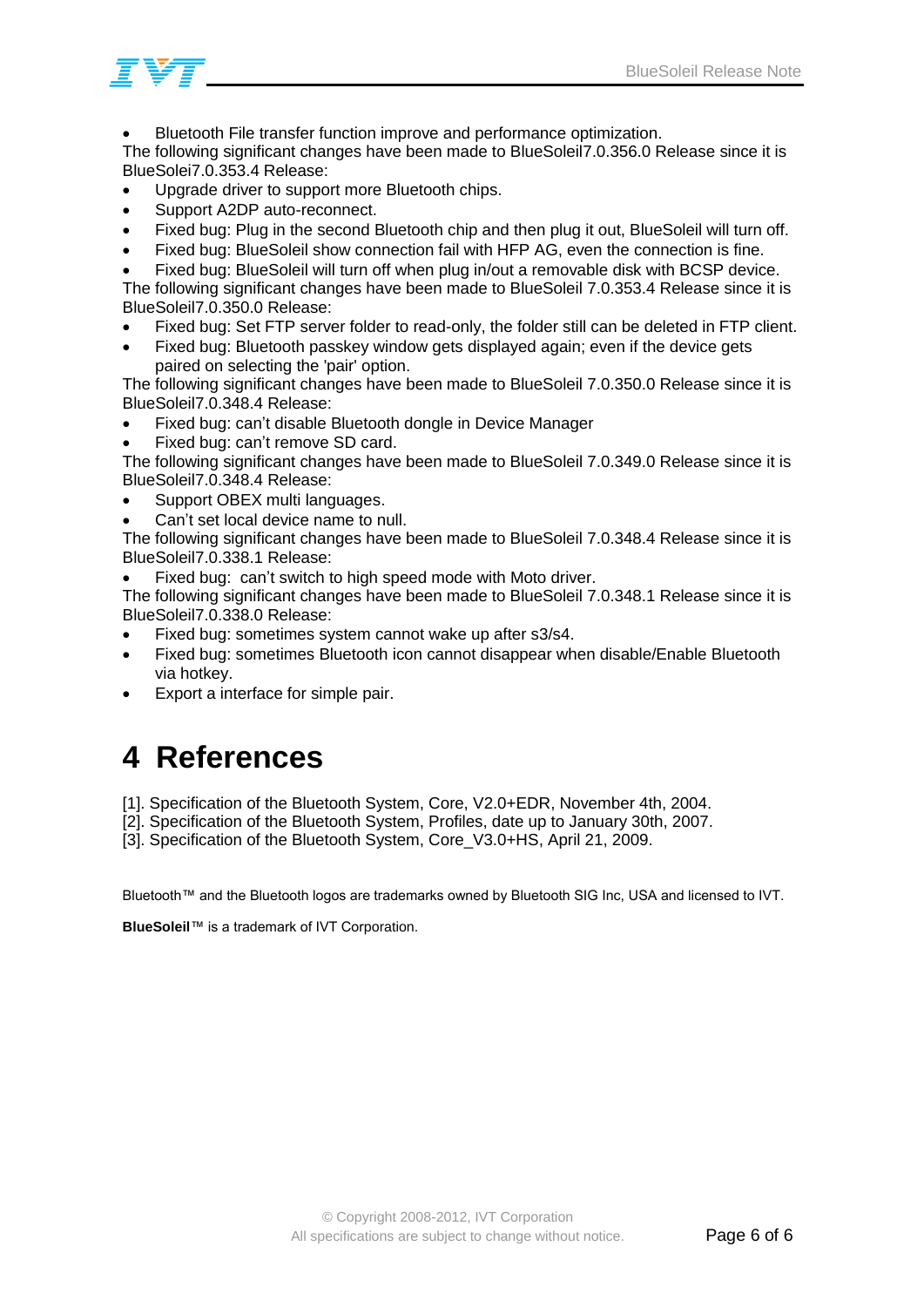- Bluetooth File transfer function improve and performance optimization.

The following significant changes have been made to BlueSoleil7.0.356.0 Release since it is BlueSolei7.0.353.4 Release:

- Upgrade driver to support more Bluetooth chips.
- Support A2DP auto-reconnect.
- Fixed bug: Plug in the second Bluetooth chip and then plug it out, BlueSoleil will turn off.
- Fixed bug: BlueSoleil show connection fail with HFP AG, even the connection is fine.
- Fixed bug: BlueSoleil will turn off when plug in/out a removable disk with BCSP device.

The following significant changes have been made to BlueSoleil 7.0.353.4 Release since it is BlueSoleil7.0.350.0 Release:

- Fixed bug: Set FTP server folder to read-only, the folder still can be deleted in FTP client.
- Fixed bug: Bluetooth passkey window gets displayed again; even if the device gets paired on selecting the 'pair' option.

The following significant changes have been made to BlueSoleil 7.0.350.0 Release since it is BlueSoleil7.0.348.4 Release:

- Fixed bug: can't disable Bluetooth dongle in Device Manager
- Fixed bug: can't remove SD card.

The following significant changes have been made to BlueSoleil 7.0.349.0 Release since it is BlueSoleil7.0.348.4 Release:

- Support OBEX multi languages.
- Can't set local device name to null.

The following significant changes have been made to BlueSoleil 7.0.348.4 Release since it is BlueSoleil7.0.338.1 Release:

- Fixed bug:  can't switch to high speed mode with Moto driver.

The following significant changes have been made to BlueSoleil 7.0.348.1 Release since it is BlueSoleil7.0.338.0 Release:

- Fixed bug: sometimes system cannot wake up after s3/s4.
- Fixed bug: sometimes Bluetooth icon cannot disappear when disable/Enable Bluetooth via hotkey.
- Export a interface for simple pair.

# 4 References

[1]. Specification of the Bluetooth System, Core, V2.0+EDR, November 4th, 2004.
[2]. Specification of the Bluetooth System, Profiles, date up to January 30th, 2007.
[3]. Specification of the Bluetooth System, Core_V3.0+HS, April 21, 2009.

Bluetooth™ and the Bluetooth logos are trademarks owned by Bluetooth SIG Inc, USA and licensed to IVT.

**BlueSoleil**™ is a trademark of IVT Corporation.

© Copyright 2008-2012, IVT Corporation
All specifications are subject to change without notice.